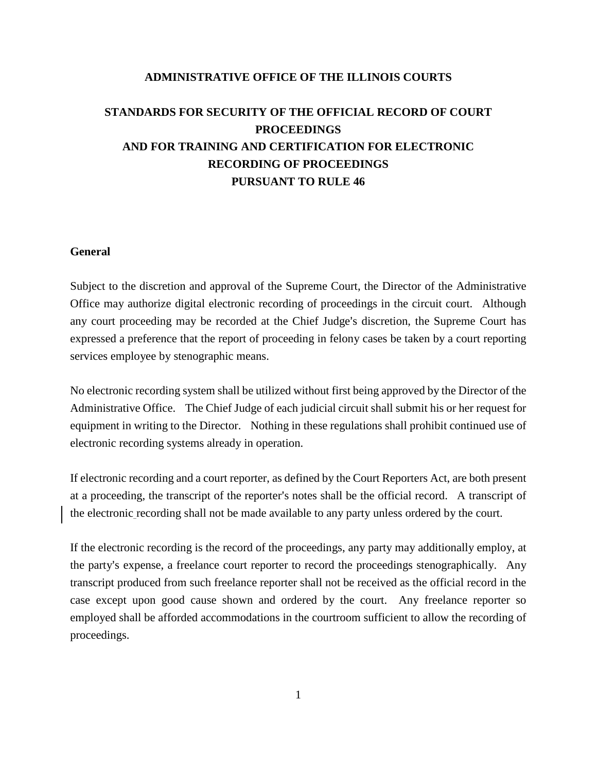# ADMINISTRATIVE OFFICE OF THE ILLINOIS COURTS

## STANDARDS FOR SECURITY OF THE OFFICIAL RECORD OF COURT PROCEEDINGS AND FOR TRAINING AND CERTIFICATION FOR ELECTRONIC RECORDING OF PROCEEDINGS PURSUANT TO RULE 46

### General

Subject to the discretion and approval of the Supreme Court, the Director of the Administrative Office may authorize digital electronic recording of proceedings in the circuit court. Although any court proceeding may be recorded at the Chief Judge's discretion, the Supreme Court has expressed a preference that the report of proceeding in felony cases be taken by a court reporting services employee by stenographic means.

No electronic recording system shall be utilized without first being approved by the Director of the Administrative Office. The Chief Judge of each judicial circuit shall submit his or her request for equipment in writing to the Director. Nothing in these regulations shall prohibit continued use of electronic recording systems already in operation.

If electronic recording and a court reporter, as defined by the Court Reporters Act, are both present at a proceeding, the transcript of the reporter's notes shall be the official record. A transcript of the electronic recording shall not be made available to any party unless ordered by the court.

If the electronic recording is the record of the proceedings, any party may additionally employ, at the party's expense, a freelance court reporter to record the proceedings stenographically. Any transcript produced from such freelance reporter shall not be received as the official record in the case except upon good cause shown and ordered by the court. Any freelance reporter so employed shall be afforded accommodations in the courtroom sufficient to allow the recording of proceedings.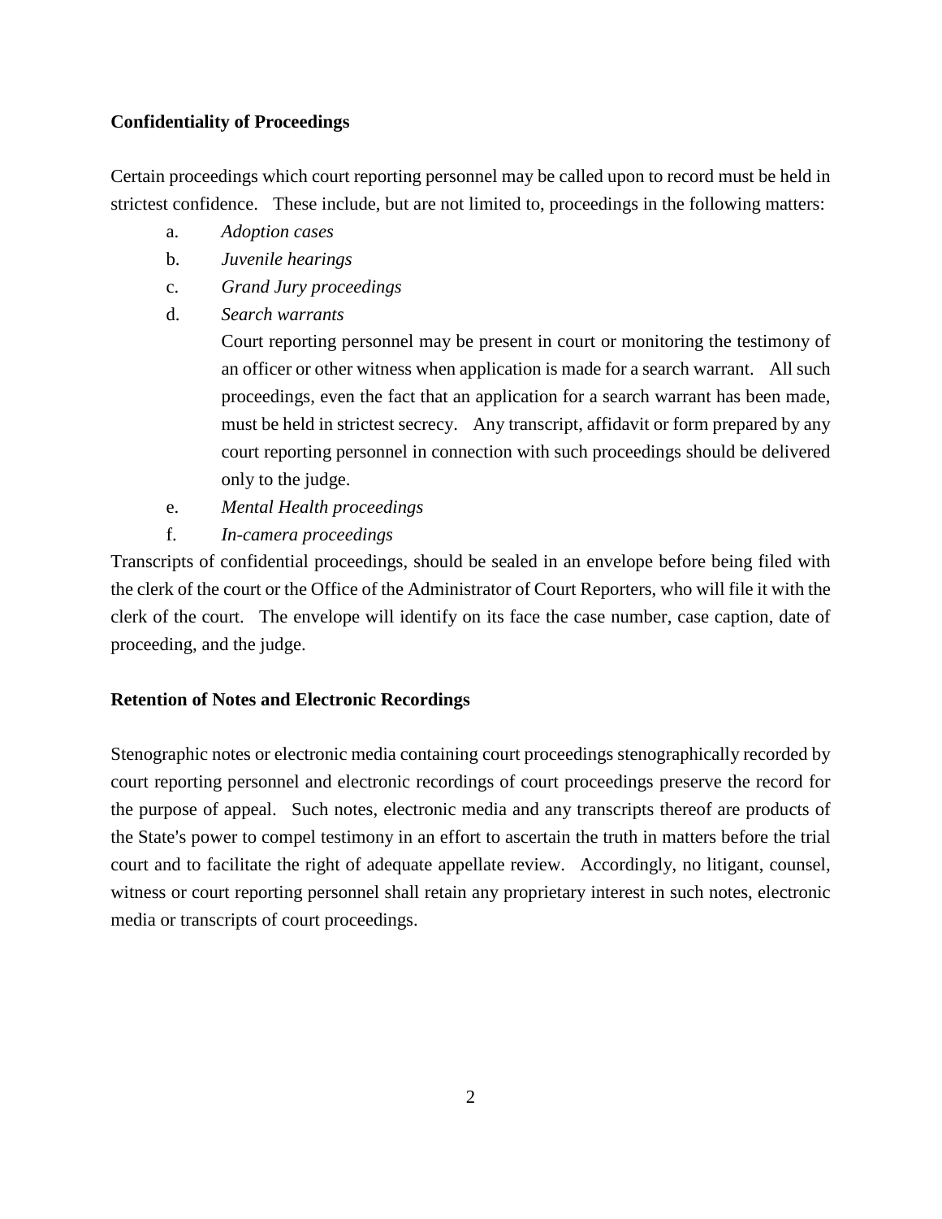**Confidentiality of Proceedings**

Certain proceedings which court reporting personnel may be called upon to record must be held in strictest confidence. These include, but are not limited to, proceedings in the following matters:

a. *Adoption cases*

b. *Juvenile hearings*

c. *Grand Jury proceedings*

d. *Search warrants*

   Court reporting personnel may be present in court or monitoring the testimony of an officer or other witness when application is made for a search warrant. All such proceedings, even the fact that an application for a search warrant has been made, must be held in strictest secrecy. Any transcript, affidavit or form prepared by any court reporting personnel in connection with such proceedings should be delivered only to the judge.

e. *Mental Health proceedings*

f. *In-camera proceedings*

Transcripts of confidential proceedings, should be sealed in an envelope before being filed with the clerk of the court or the Office of the Administrator of Court Reporters, who will file it with the clerk of the court. The envelope will identify on its face the case number, case caption, date of proceeding, and the judge.

**Retention of Notes and Electronic Recordings**

Stenographic notes or electronic media containing court proceedings stenographically recorded by court reporting personnel and electronic recordings of court proceedings preserve the record for the purpose of appeal. Such notes, electronic media and any transcripts thereof are products of the State's power to compel testimony in an effort to ascertain the truth in matters before the trial court and to facilitate the right of adequate appellate review. Accordingly, no litigant, counsel, witness or court reporting personnel shall retain any proprietary interest in such notes, electronic media or transcripts of court proceedings.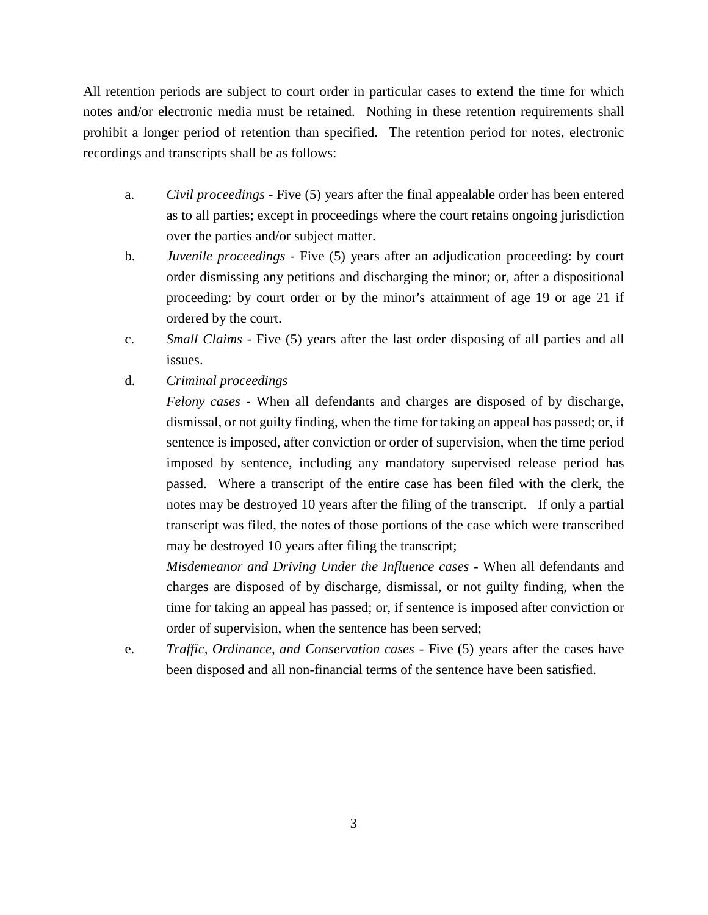All retention periods are subject to court order in particular cases to extend the time for which notes and/or electronic media must be retained. Nothing in these retention requirements shall prohibit a longer period of retention than specified. The retention period for notes, electronic recordings and transcripts shall be as follows:

a. *Civil proceedings* - Five (5) years after the final appealable order has been entered as to all parties; except in proceedings where the court retains ongoing jurisdiction over the parties and/or subject matter.

b. *Juvenile proceedings* - Five (5) years after an adjudication proceeding: by court order dismissing any petitions and discharging the minor; or, after a dispositional proceeding: by court order or by the minor's attainment of age 19 or age 21 if ordered by the court.

c. *Small Claims* - Five (5) years after the last order disposing of all parties and all issues.

d. *Criminal proceedings*

   *Felony cases* - When all defendants and charges are disposed of by discharge, dismissal, or not guilty finding, when the time for taking an appeal has passed; or, if sentence is imposed, after conviction or order of supervision, when the time period imposed by sentence, including any mandatory supervised release period has passed. Where a transcript of the entire case has been filed with the clerk, the notes may be destroyed 10 years after the filing of the transcript. If only a partial transcript was filed, the notes of those portions of the case which were transcribed may be destroyed 10 years after filing the transcript;

   *Misdemeanor and Driving Under the Influence cases* - When all defendants and charges are disposed of by discharge, dismissal, or not guilty finding, when the time for taking an appeal has passed; or, if sentence is imposed after conviction or order of supervision, when the sentence has been served;

e. *Traffic, Ordinance, and Conservation cases* - Five (5) years after the cases have been disposed and all non-financial terms of the sentence have been satisfied.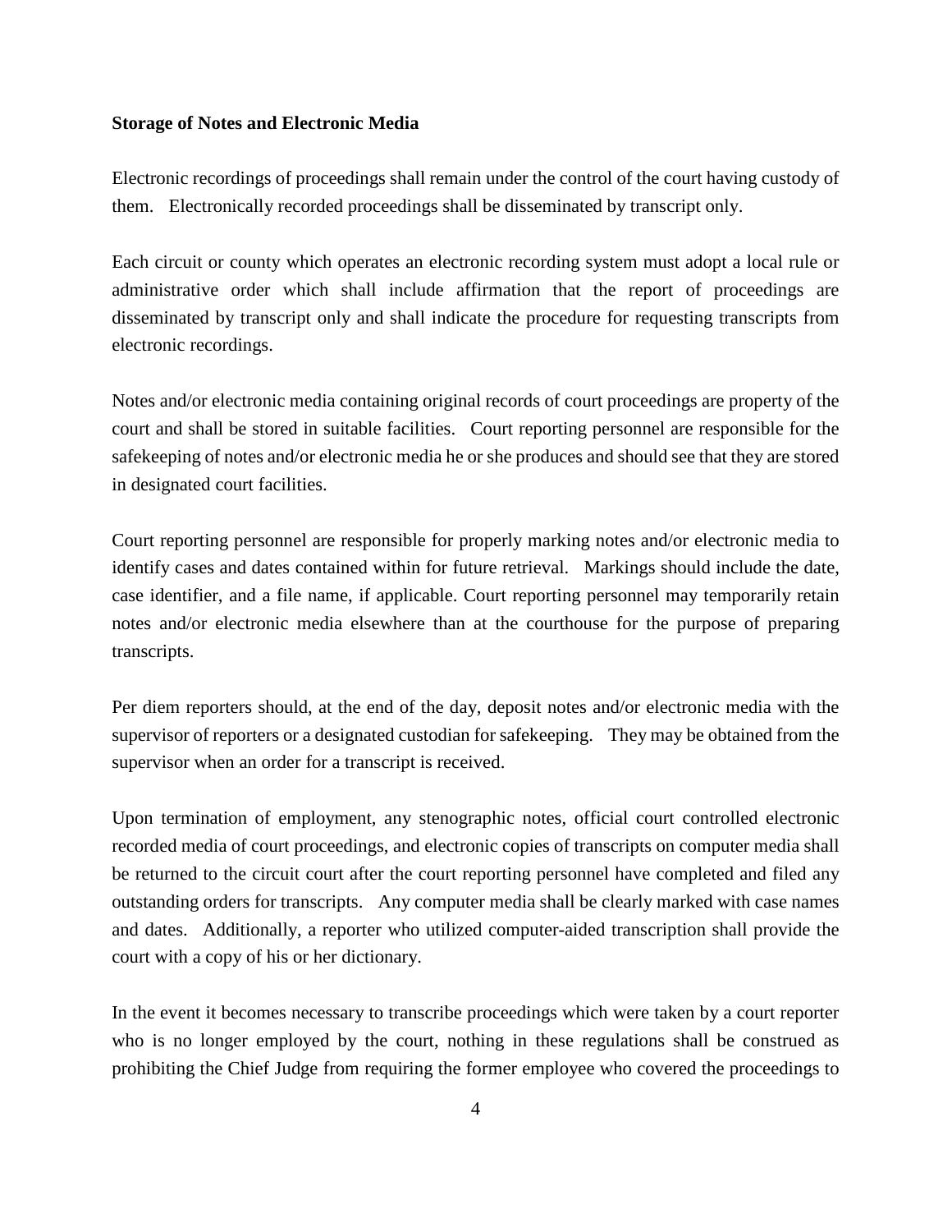**Storage of Notes and Electronic Media**

Electronic recordings of proceedings shall remain under the control of the court having custody of them. Electronically recorded proceedings shall be disseminated by transcript only.

Each circuit or county which operates an electronic recording system must adopt a local rule or administrative order which shall include affirmation that the report of proceedings are disseminated by transcript only and shall indicate the procedure for requesting transcripts from electronic recordings.

Notes and/or electronic media containing original records of court proceedings are property of the court and shall be stored in suitable facilities. Court reporting personnel are responsible for the safekeeping of notes and/or electronic media he or she produces and should see that they are stored in designated court facilities.

Court reporting personnel are responsible for properly marking notes and/or electronic media to identify cases and dates contained within for future retrieval. Markings should include the date, case identifier, and a file name, if applicable. Court reporting personnel may temporarily retain notes and/or electronic media elsewhere than at the courthouse for the purpose of preparing transcripts.

Per diem reporters should, at the end of the day, deposit notes and/or electronic media with the supervisor of reporters or a designated custodian for safekeeping. They may be obtained from the supervisor when an order for a transcript is received.

Upon termination of employment, any stenographic notes, official court controlled electronic recorded media of court proceedings, and electronic copies of transcripts on computer media shall be returned to the circuit court after the court reporting personnel have completed and filed any outstanding orders for transcripts. Any computer media shall be clearly marked with case names and dates. Additionally, a reporter who utilized computer-aided transcription shall provide the court with a copy of his or her dictionary.

In the event it becomes necessary to transcribe proceedings which were taken by a court reporter who is no longer employed by the court, nothing in these regulations shall be construed as prohibiting the Chief Judge from requiring the former employee who covered the proceedings to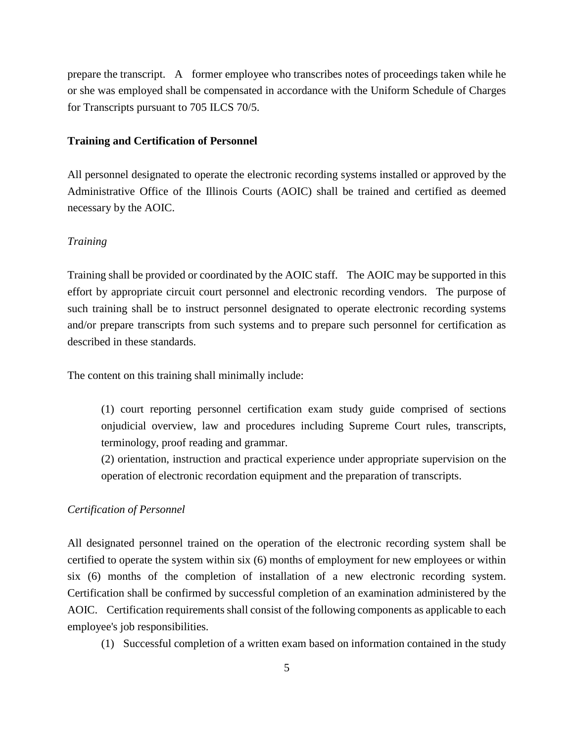prepare the transcript. A former employee who transcribes notes of proceedings taken while he or she was employed shall be compensated in accordance with the Uniform Schedule of Charges for Transcripts pursuant to 705 ILCS 70/5.

**Training and Certification of Personnel**

All personnel designated to operate the electronic recording systems installed or approved by the Administrative Office of the Illinois Courts (AOIC) shall be trained and certified as deemed necessary by the AOIC.

*Training*

Training shall be provided or coordinated by the AOIC staff. The AOIC may be supported in this effort by appropriate circuit court personnel and electronic recording vendors. The purpose of such training shall be to instruct personnel designated to operate electronic recording systems and/or prepare transcripts from such systems and to prepare such personnel for certification as described in these standards.

The content on this training shall minimally include:

(1) court reporting personnel certification exam study guide comprised of sections onjudicial overview, law and procedures including Supreme Court rules, transcripts, terminology, proof reading and grammar.
(2) orientation, instruction and practical experience under appropriate supervision on the operation of electronic recordation equipment and the preparation of transcripts.

*Certification of Personnel*

All designated personnel trained on the operation of the electronic recording system shall be certified to operate the system within six (6) months of employment for new employees or within six (6) months of the completion of installation of a new electronic recording system. Certification shall be confirmed by successful completion of an examination administered by the AOIC. Certification requirements shall consist of the following components as applicable to each employee's job responsibilities.

(1) Successful completion of a written exam based on information contained in the study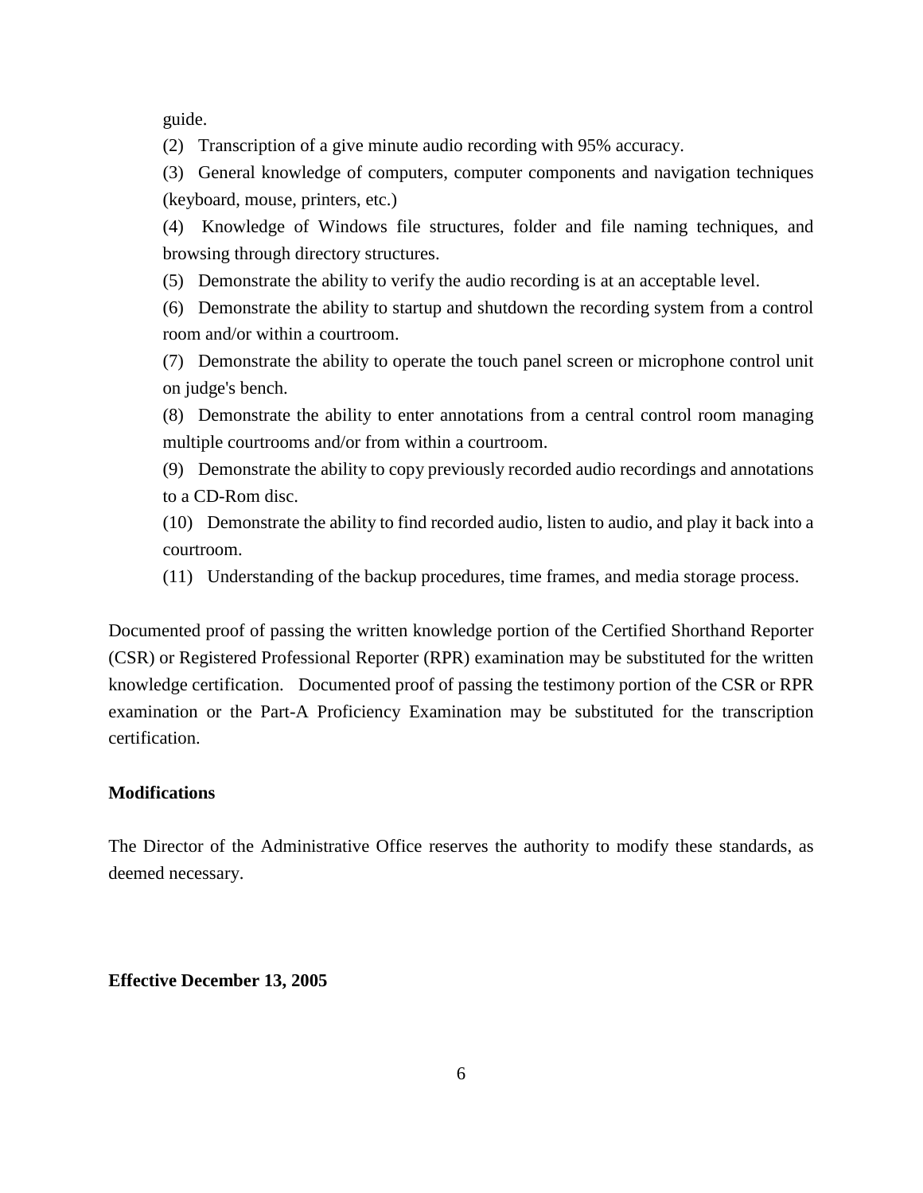guide.

(2) Transcription of a give minute audio recording with 95% accuracy.

(3) General knowledge of computers, computer components and navigation techniques (keyboard, mouse, printers, etc.)

(4) Knowledge of Windows file structures, folder and file naming techniques, and browsing through directory structures.

(5) Demonstrate the ability to verify the audio recording is at an acceptable level.

(6) Demonstrate the ability to startup and shutdown the recording system from a control room and/or within a courtroom.

(7) Demonstrate the ability to operate the touch panel screen or microphone control unit on judge's bench.

(8) Demonstrate the ability to enter annotations from a central control room managing multiple courtrooms and/or from within a courtroom.

(9) Demonstrate the ability to copy previously recorded audio recordings and annotations to a CD-Rom disc.

(10) Demonstrate the ability to find recorded audio, listen to audio, and play it back into a courtroom.

(11) Understanding of the backup procedures, time frames, and media storage process.

Documented proof of passing the written knowledge portion of the Certified Shorthand Reporter (CSR) or Registered Professional Reporter (RPR) examination may be substituted for the written knowledge certification. Documented proof of passing the testimony portion of the CSR or RPR examination or the Part-A Proficiency Examination may be substituted for the transcription certification.

**Modifications**

The Director of the Administrative Office reserves the authority to modify these standards, as deemed necessary.

**Effective December 13, 2005**